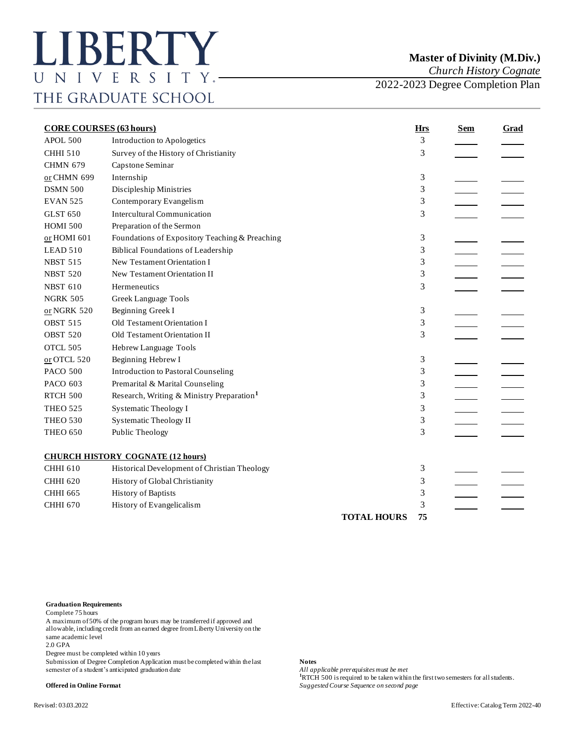# LIBERTY UNIVERSITY
THE GRADUATE SCHOOL

**Master of Divinity (M.Div.)**
*Church History Cognate*
2022-2023 Degree Completion Plan

| **CORE COURSES (63 hours)** | | **Hrs** | **Sem** | **Grad** |
|---|---|---|---|---|
| APOL 500 | Introduction to Apologetics | 3 | | |
| CHHI 510 | Survey of the History of Christianity | 3 | | |
| CHMN 679 | Capstone Seminar | | | |
| or CHMN 699 | Internship | 3 | | |
| DSMN 500 | Discipleship Ministries | 3 | | |
| EVAN 525 | Contemporary Evangelism | 3 | | |
| GLST 650 | Intercultural Communication | 3 | | |
| HOMI 500 | Preparation of the Sermon | | | |
| or HOMI 601 | Foundations of Expository Teaching & Preaching | 3 | | |
| LEAD 510 | Biblical Foundations of Leadership | 3 | | |
| NBST 515 | New Testament Orientation I | 3 | | |
| NBST 520 | New Testament Orientation II | 3 | | |
| NBST 610 | Hermeneutics | 3 | | |
| NGRK 505 | Greek Language Tools | | | |
| or NGRK 520 | Beginning Greek I | 3 | | |
| OBST 515 | Old Testament Orientation I | 3 | | |
| OBST 520 | Old Testament Orientation II | 3 | | |
| OTCL 505 | Hebrew Language Tools | | | |
| or OTCL 520 | Beginning Hebrew I | 3 | | |
| PACO 500 | Introduction to Pastoral Counseling | 3 | | |
| PACO 603 | Premarital & Marital Counseling | 3 | | |
| RTCH 500 | Research, Writing & Ministry Preparation[1] | 3 | | |
| THEO 525 | Systematic Theology I | 3 | | |
| THEO 530 | Systematic Theology II | 3 | | |
| THEO 650 | Public Theology | 3 | | |
| **CHURCH HISTORY COGNATE (12 hours)** | | | | |
| CHHI 610 | Historical Development of Christian Theology | 3 | | |
| CHHI 620 | History of Global Christianity | 3 | | |
| CHHI 665 | History of Baptists | 3 | | |
| CHHI 670 | History of Evangelicalism | 3 | | |
| | **TOTAL HOURS** | **75** | | |

**Graduation Requirements**
Complete 75 hours
A maximum of 50% of the program hours may be transferred if approved and allowable, including credit from an earned degree from Liberty University on the same academic level
2.0 GPA
Degree must be completed within 10 years
Submission of Degree Completion Application must be completed within the last semester of a student's anticipated graduation date

**Offered in Online Format**

**Notes**
*All applicable prerequisites must be met*
[1]RTCH 500 is required to be taken within the first two semesters for all students.
*Suggested Course Sequence on second page*

Revised: 03.03.2022

Effective: Catalog Term 2022-40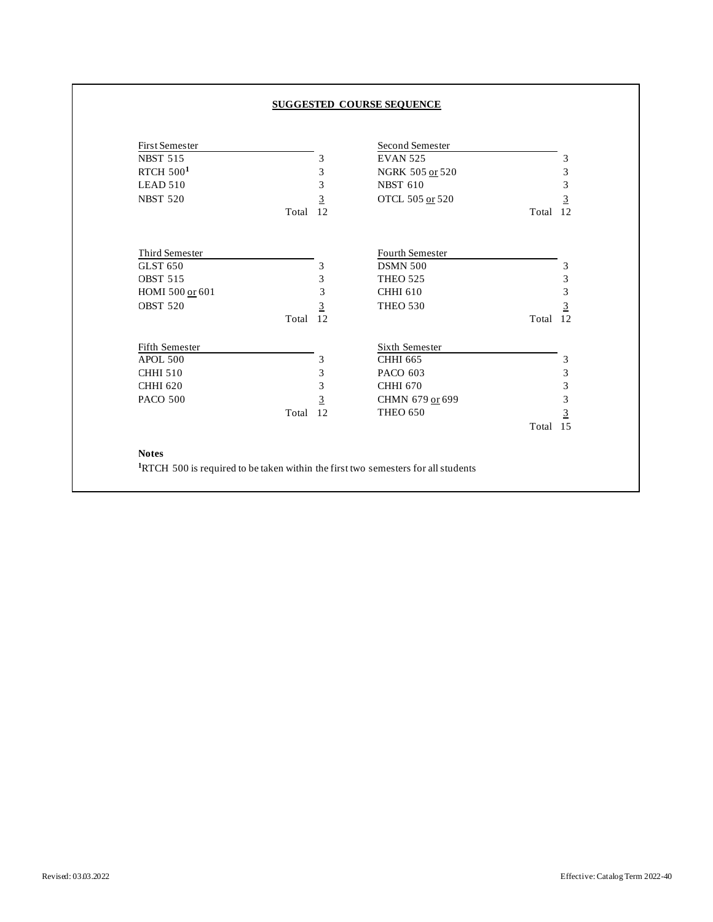## SUGGESTED COURSE SEQUENCE

| First Semester | | Second Semester | |
|---|---|---|---|
| NBST 515 | 3 | EVAN 525 | 3 |
| RTCH 500[1] | 3 | NGRK 505 or 520 | 3 |
| LEAD 510 | 3 | NBST 610 | 3 |
| NBST 520 | 3 | OTCL 505 or 520 | 3 |
| Total | 12 | Total | 12 |

| Third Semester | | Fourth Semester | |
|---|---|---|---|
| GLST 650 | 3 | DSMN 500 | 3 |
| OBST 515 | 3 | THEO 525 | 3 |
| HOMI 500 or 601 | 3 | CHHI 610 | 3 |
| OBST 520 | 3 | THEO 530 | 3 |
| Total | 12 | Total | 12 |

| Fifth Semester | | Sixth Semester | |
|---|---|---|---|
| APOL 500 | 3 | CHHI 665 | 3 |
| CHHI 510 | 3 | PACO 603 | 3 |
| CHHI 620 | 3 | CHHI 670 | 3 |
| PACO 500 | 3 | CHMN 679 or 699 | 3 |
| Total | 12 | THEO 650 | 3 |
| | | Total | 15 |

**Notes**

[1]RTCH 500 is required to be taken within the first two semesters for all students